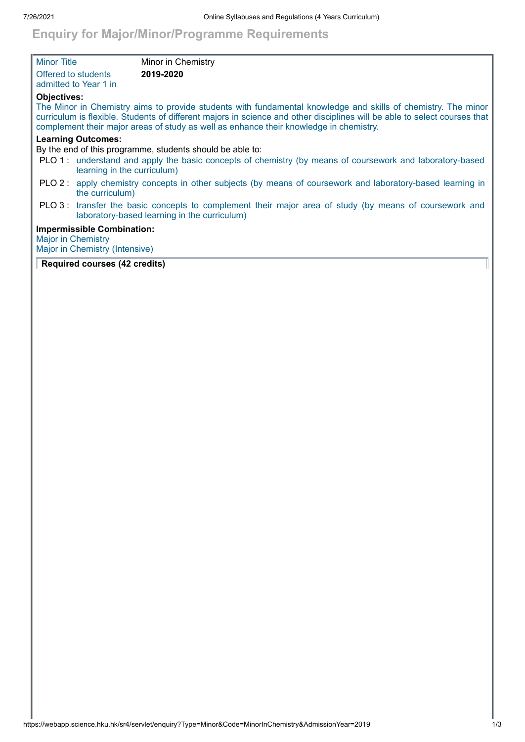# Enquiry for Major/Minor/Programme Requirements

| | |
|---|---|
| Minor Title | Minor in Chemistry |
| Offered to students admitted to Year 1 in | **2019-2020** |

**Objectives:**

The Minor in Chemistry aims to provide students with fundamental knowledge and skills of chemistry. The minor curriculum is flexible. Students of different majors in science and other disciplines will be able to select courses that complement their major areas of study as well as enhance their knowledge in chemistry.

**Learning Outcomes:**

By the end of this programme, students should be able to:

- PLO 1 : understand and apply the basic concepts of chemistry (by means of coursework and laboratory-based learning in the curriculum)
- PLO 2 : apply chemistry concepts in other subjects (by means of coursework and laboratory-based learning in the curriculum)
- PLO 3 : transfer the basic concepts to complement their major area of study (by means of coursework and laboratory-based learning in the curriculum)

**Impermissible Combination:**

Major in Chemistry
Major in Chemistry (Intensive)

**Required courses (42 credits)**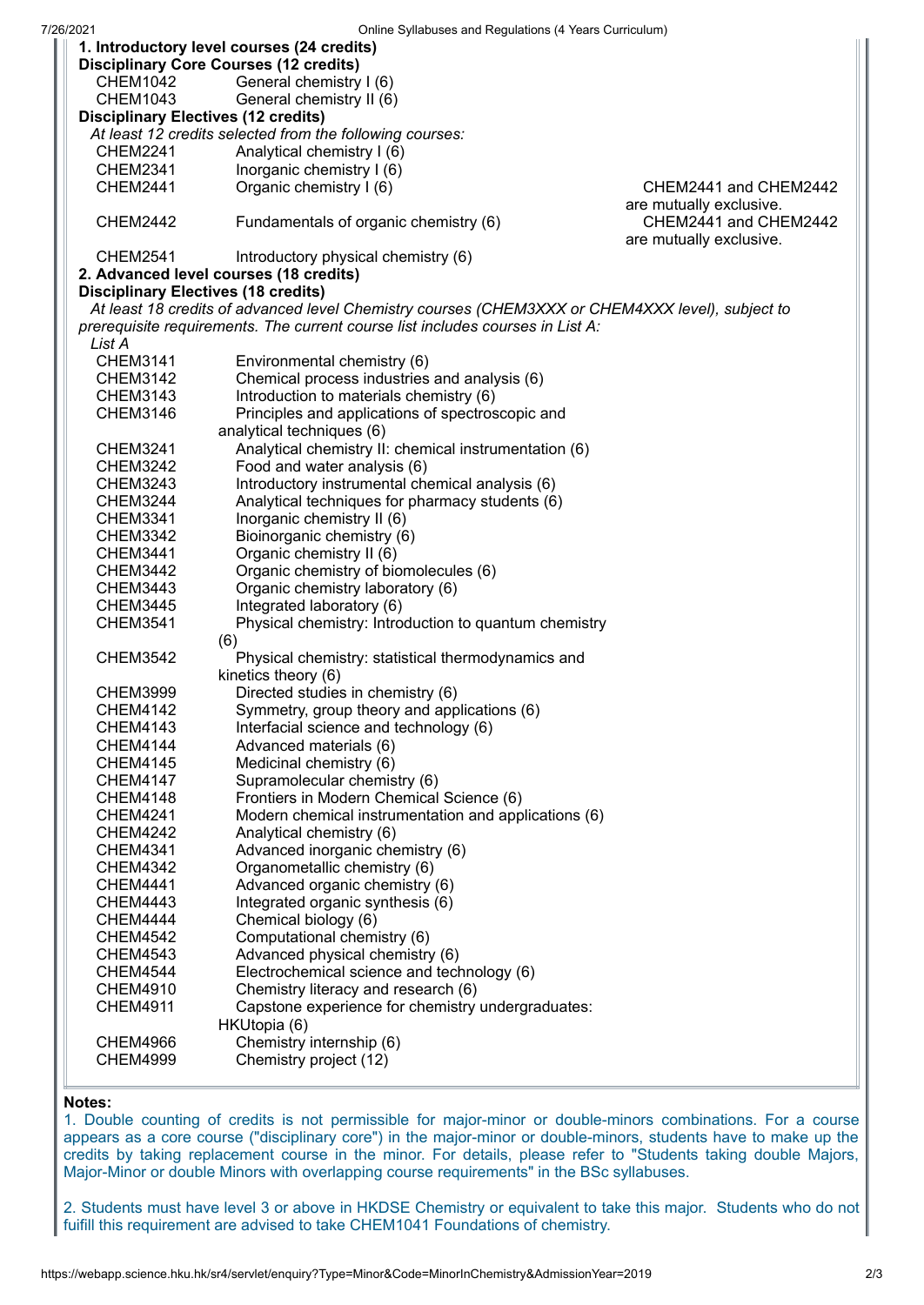**1. Introductory level courses (24 credits)**

**Disciplinary Core Courses (12 credits)**

| | | |
|---|---|---|
| CHEM1042 | General chemistry I (6) | |
| CHEM1043 | General chemistry II (6) | |

**Disciplinary Electives (12 credits)**

*At least 12 credits selected from the following courses:*

| | | |
|---|---|---|
| CHEM2241 | Analytical chemistry I (6) | |
| CHEM2341 | Inorganic chemistry I (6) | |
| CHEM2441 | Organic chemistry I (6) | CHEM2441 and CHEM2442 are mutually exclusive. |
| CHEM2442 | Fundamentals of organic chemistry (6) | CHEM2441 and CHEM2442 are mutually exclusive. |
| CHEM2541 | Introductory physical chemistry (6) | |

**2. Advanced level courses (18 credits)**

**Disciplinary Electives (18 credits)**

*At least 18 credits of advanced level Chemistry courses (CHEM3XXX or CHEM4XXX level), subject to prerequisite requirements. The current course list includes courses in List A:*

*List A*

| | |
|---|---|
| CHEM3141 | Environmental chemistry (6) |
| CHEM3142 | Chemical process industries and analysis (6) |
| CHEM3143 | Introduction to materials chemistry (6) |
| CHEM3146 | Principles and applications of spectroscopic and analytical techniques (6) |
| CHEM3241 | Analytical chemistry II: chemical instrumentation (6) |
| CHEM3242 | Food and water analysis (6) |
| CHEM3243 | Introductory instrumental chemical analysis (6) |
| CHEM3244 | Analytical techniques for pharmacy students (6) |
| CHEM3341 | Inorganic chemistry II (6) |
| CHEM3342 | Bioinorganic chemistry (6) |
| CHEM3441 | Organic chemistry II (6) |
| CHEM3442 | Organic chemistry of biomolecules (6) |
| CHEM3443 | Organic chemistry laboratory (6) |
| CHEM3445 | Integrated laboratory (6) |
| CHEM3541 | Physical chemistry: Introduction to quantum chemistry (6) |
| CHEM3542 | Physical chemistry: statistical thermodynamics and kinetics theory (6) |
| CHEM3999 | Directed studies in chemistry (6) |
| CHEM4142 | Symmetry, group theory and applications (6) |
| CHEM4143 | Interfacial science and technology (6) |
| CHEM4144 | Advanced materials (6) |
| CHEM4145 | Medicinal chemistry (6) |
| CHEM4147 | Supramolecular chemistry (6) |
| CHEM4148 | Frontiers in Modern Chemical Science (6) |
| CHEM4241 | Modern chemical instrumentation and applications (6) |
| CHEM4242 | Analytical chemistry (6) |
| CHEM4341 | Advanced inorganic chemistry (6) |
| CHEM4342 | Organometallic chemistry (6) |
| CHEM4441 | Advanced organic chemistry (6) |
| CHEM4443 | Integrated organic synthesis (6) |
| CHEM4444 | Chemical biology (6) |
| CHEM4542 | Computational chemistry (6) |
| CHEM4543 | Advanced physical chemistry (6) |
| CHEM4544 | Electrochemical science and technology (6) |
| CHEM4910 | Chemistry literacy and research (6) |
| CHEM4911 | Capstone experience for chemistry undergraduates: HKUtopia (6) |
| CHEM4966 | Chemistry internship (6) |
| CHEM4999 | Chemistry project (12) |

**Notes:**

1. Double counting of credits is not permissible for major-minor or double-minors combinations. For a course appears as a core course ("disciplinary core") in the major-minor or double-minors, students have to make up the credits by taking replacement course in the minor. For details, please refer to "Students taking double Majors, Major-Minor or double Minors with overlapping course requirements" in the BSc syllabuses.

2. Students must have level 3 or above in HKDSE Chemistry or equivalent to take this major. Students who do not fulfill this requirement are advised to take CHEM1041 Foundations of chemistry.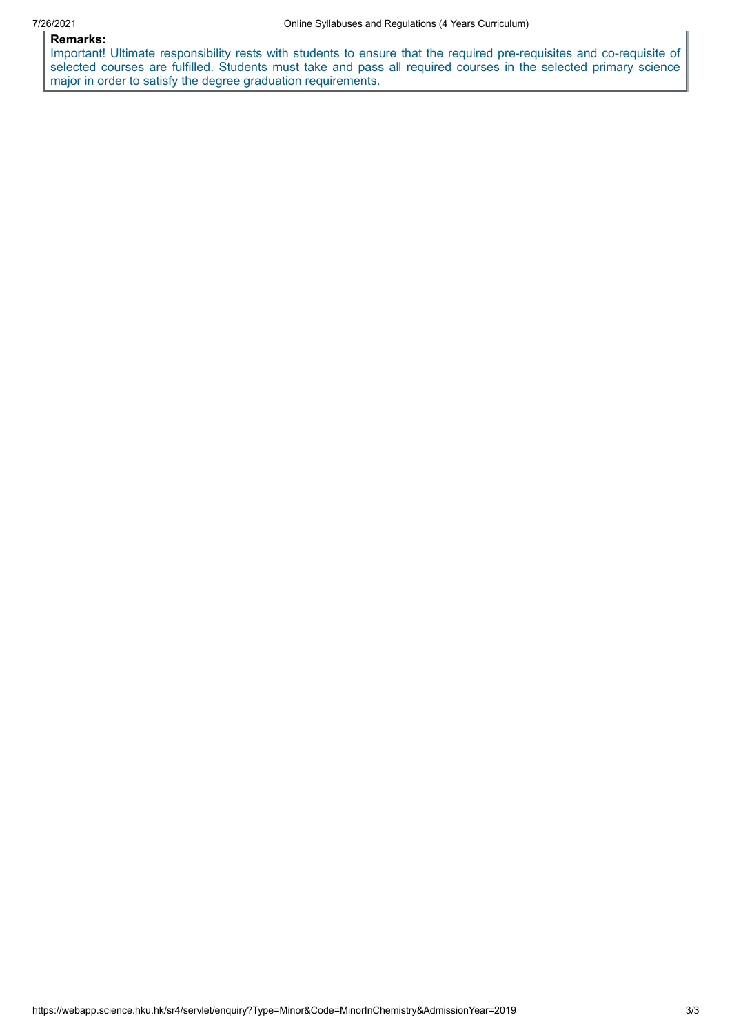**Remarks:**

Important! Ultimate responsibility rests with students to ensure that the required pre-requisites and co-requisite of selected courses are fulfilled. Students must take and pass all required courses in the selected primary science major in order to satisfy the degree graduation requirements.